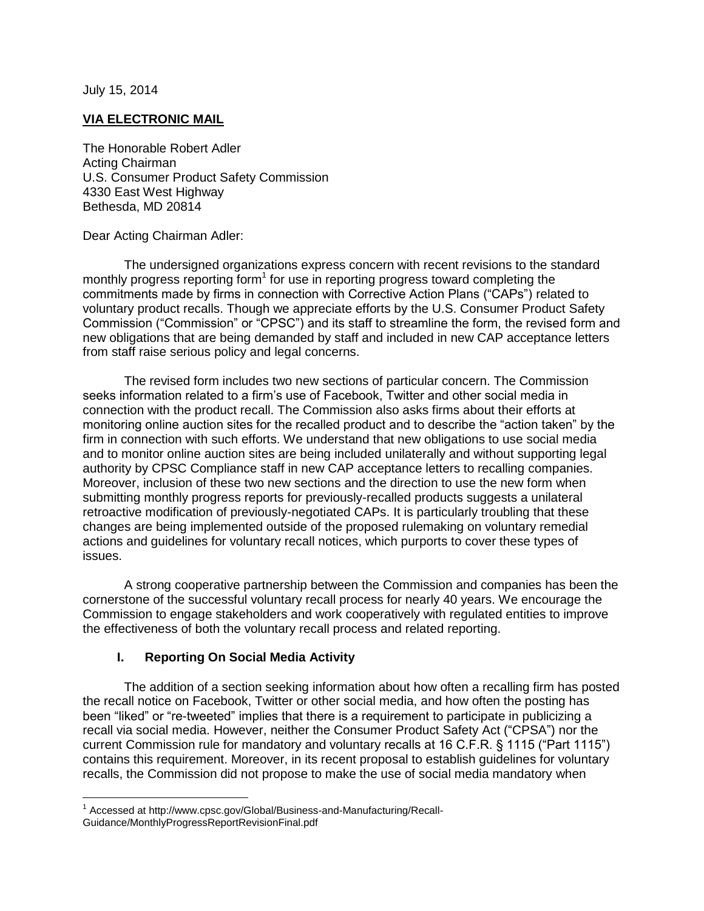July 15, 2014

**VIA ELECTRONIC MAIL**

The Honorable Robert Adler
Acting Chairman
U.S. Consumer Product Safety Commission
4330 East West Highway
Bethesda, MD 20814

Dear Acting Chairman Adler:

The undersigned organizations express concern with recent revisions to the standard monthly progress reporting form[1] for use in reporting progress toward completing the commitments made by firms in connection with Corrective Action Plans ("CAPs") related to voluntary product recalls. Though we appreciate efforts by the U.S. Consumer Product Safety Commission ("Commission" or "CPSC") and its staff to streamline the form, the revised form and new obligations that are being demanded by staff and included in new CAP acceptance letters from staff raise serious policy and legal concerns.

The revised form includes two new sections of particular concern. The Commission seeks information related to a firm's use of Facebook, Twitter and other social media in connection with the product recall. The Commission also asks firms about their efforts at monitoring online auction sites for the recalled product and to describe the "action taken" by the firm in connection with such efforts. We understand that new obligations to use social media and to monitor online auction sites are being included unilaterally and without supporting legal authority by CPSC Compliance staff in new CAP acceptance letters to recalling companies. Moreover, inclusion of these two new sections and the direction to use the new form when submitting monthly progress reports for previously-recalled products suggests a unilateral retroactive modification of previously-negotiated CAPs. It is particularly troubling that these changes are being implemented outside of the proposed rulemaking on voluntary remedial actions and guidelines for voluntary recall notices, which purports to cover these types of issues.

A strong cooperative partnership between the Commission and companies has been the cornerstone of the successful voluntary recall process for nearly 40 years. We encourage the Commission to engage stakeholders and work cooperatively with regulated entities to improve the effectiveness of both the voluntary recall process and related reporting.

## I. Reporting On Social Media Activity

The addition of a section seeking information about how often a recalling firm has posted the recall notice on Facebook, Twitter or other social media, and how often the posting has been "liked" or "re-tweeted" implies that there is a requirement to participate in publicizing a recall via social media. However, neither the Consumer Product Safety Act ("CPSA") nor the current Commission rule for mandatory and voluntary recalls at 16 C.F.R. § 1115 ("Part 1115") contains this requirement. Moreover, in its recent proposal to establish guidelines for voluntary recalls, the Commission did not propose to make the use of social media mandatory when

[1] Accessed at http://www.cpsc.gov/Global/Business-and-Manufacturing/Recall-Guidance/MonthlyProgressReportRevisionFinal.pdf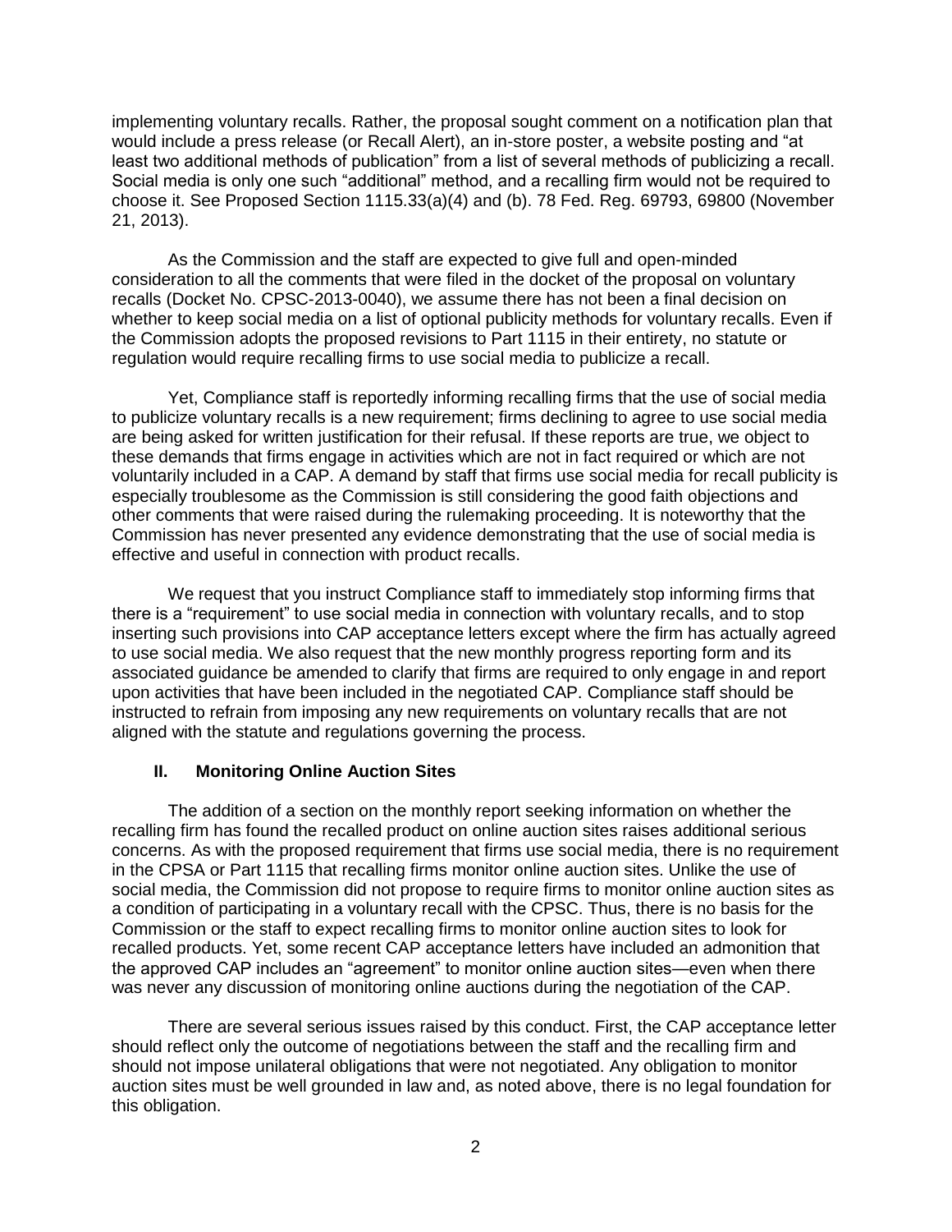implementing voluntary recalls. Rather, the proposal sought comment on a notification plan that would include a press release (or Recall Alert), an in-store poster, a website posting and "at least two additional methods of publication" from a list of several methods of publicizing a recall. Social media is only one such "additional" method, and a recalling firm would not be required to choose it. See Proposed Section 1115.33(a)(4) and (b). 78 Fed. Reg. 69793, 69800 (November 21, 2013).

As the Commission and the staff are expected to give full and open-minded consideration to all the comments that were filed in the docket of the proposal on voluntary recalls (Docket No. CPSC-2013-0040), we assume there has not been a final decision on whether to keep social media on a list of optional publicity methods for voluntary recalls. Even if the Commission adopts the proposed revisions to Part 1115 in their entirety, no statute or regulation would require recalling firms to use social media to publicize a recall.

Yet, Compliance staff is reportedly informing recalling firms that the use of social media to publicize voluntary recalls is a new requirement; firms declining to agree to use social media are being asked for written justification for their refusal. If these reports are true, we object to these demands that firms engage in activities which are not in fact required or which are not voluntarily included in a CAP. A demand by staff that firms use social media for recall publicity is especially troublesome as the Commission is still considering the good faith objections and other comments that were raised during the rulemaking proceeding. It is noteworthy that the Commission has never presented any evidence demonstrating that the use of social media is effective and useful in connection with product recalls.

We request that you instruct Compliance staff to immediately stop informing firms that there is a "requirement" to use social media in connection with voluntary recalls, and to stop inserting such provisions into CAP acceptance letters except where the firm has actually agreed to use social media. We also request that the new monthly progress reporting form and its associated guidance be amended to clarify that firms are required to only engage in and report upon activities that have been included in the negotiated CAP. Compliance staff should be instructed to refrain from imposing any new requirements on voluntary recalls that are not aligned with the statute and regulations governing the process.

## II. Monitoring Online Auction Sites

The addition of a section on the monthly report seeking information on whether the recalling firm has found the recalled product on online auction sites raises additional serious concerns. As with the proposed requirement that firms use social media, there is no requirement in the CPSA or Part 1115 that recalling firms monitor online auction sites. Unlike the use of social media, the Commission did not propose to require firms to monitor online auction sites as a condition of participating in a voluntary recall with the CPSC. Thus, there is no basis for the Commission or the staff to expect recalling firms to monitor online auction sites to look for recalled products. Yet, some recent CAP acceptance letters have included an admonition that the approved CAP includes an "agreement" to monitor online auction sites—even when there was never any discussion of monitoring online auctions during the negotiation of the CAP.

There are several serious issues raised by this conduct. First, the CAP acceptance letter should reflect only the outcome of negotiations between the staff and the recalling firm and should not impose unilateral obligations that were not negotiated. Any obligation to monitor auction sites must be well grounded in law and, as noted above, there is no legal foundation for this obligation.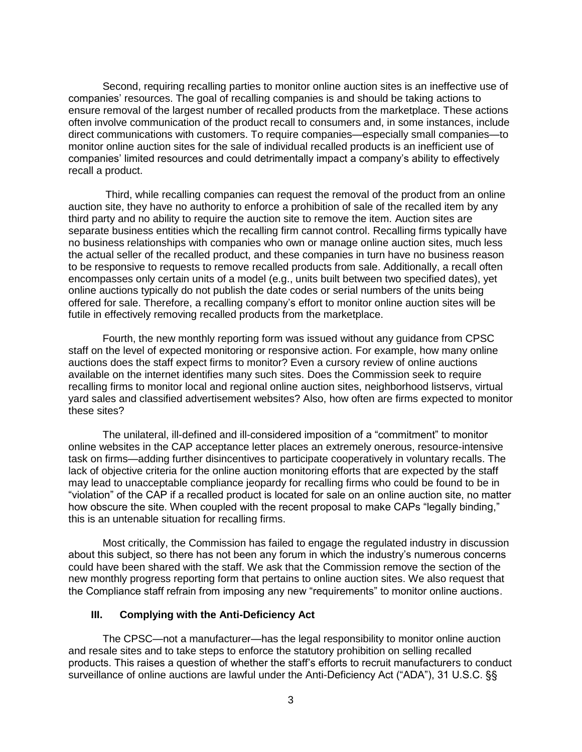Second, requiring recalling parties to monitor online auction sites is an ineffective use of companies' resources. The goal of recalling companies is and should be taking actions to ensure removal of the largest number of recalled products from the marketplace. These actions often involve communication of the product recall to consumers and, in some instances, include direct communications with customers. To require companies—especially small companies—to monitor online auction sites for the sale of individual recalled products is an inefficient use of companies' limited resources and could detrimentally impact a company's ability to effectively recall a product.

Third, while recalling companies can request the removal of the product from an online auction site, they have no authority to enforce a prohibition of sale of the recalled item by any third party and no ability to require the auction site to remove the item. Auction sites are separate business entities which the recalling firm cannot control. Recalling firms typically have no business relationships with companies who own or manage online auction sites, much less the actual seller of the recalled product, and these companies in turn have no business reason to be responsive to requests to remove recalled products from sale. Additionally, a recall often encompasses only certain units of a model (e.g., units built between two specified dates), yet online auctions typically do not publish the date codes or serial numbers of the units being offered for sale. Therefore, a recalling company's effort to monitor online auction sites will be futile in effectively removing recalled products from the marketplace.

Fourth, the new monthly reporting form was issued without any guidance from CPSC staff on the level of expected monitoring or responsive action. For example, how many online auctions does the staff expect firms to monitor? Even a cursory review of online auctions available on the internet identifies many such sites. Does the Commission seek to require recalling firms to monitor local and regional online auction sites, neighborhood listservs, virtual yard sales and classified advertisement websites? Also, how often are firms expected to monitor these sites?

The unilateral, ill-defined and ill-considered imposition of a "commitment" to monitor online websites in the CAP acceptance letter places an extremely onerous, resource-intensive task on firms—adding further disincentives to participate cooperatively in voluntary recalls. The lack of objective criteria for the online auction monitoring efforts that are expected by the staff may lead to unacceptable compliance jeopardy for recalling firms who could be found to be in "violation" of the CAP if a recalled product is located for sale on an online auction site, no matter how obscure the site. When coupled with the recent proposal to make CAPs "legally binding," this is an untenable situation for recalling firms.

Most critically, the Commission has failed to engage the regulated industry in discussion about this subject, so there has not been any forum in which the industry's numerous concerns could have been shared with the staff. We ask that the Commission remove the section of the new monthly progress reporting form that pertains to online auction sites. We also request that the Compliance staff refrain from imposing any new "requirements" to monitor online auctions.

### III. Complying with the Anti-Deficiency Act

The CPSC—not a manufacturer—has the legal responsibility to monitor online auction and resale sites and to take steps to enforce the statutory prohibition on selling recalled products. This raises a question of whether the staff's efforts to recruit manufacturers to conduct surveillance of online auctions are lawful under the Anti-Deficiency Act ("ADA"), 31 U.S.C. §§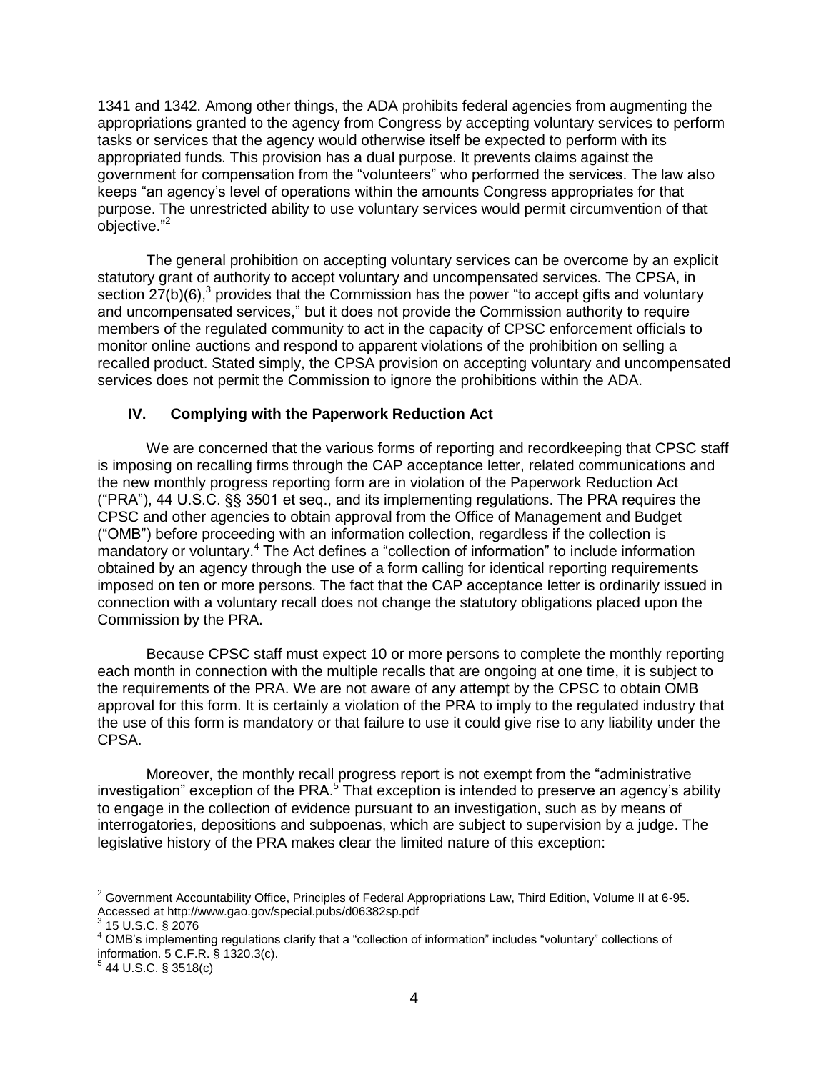1341 and 1342. Among other things, the ADA prohibits federal agencies from augmenting the appropriations granted to the agency from Congress by accepting voluntary services to perform tasks or services that the agency would otherwise itself be expected to perform with its appropriated funds. This provision has a dual purpose. It prevents claims against the government for compensation from the "volunteers" who performed the services. The law also keeps "an agency's level of operations within the amounts Congress appropriates for that purpose. The unrestricted ability to use voluntary services would permit circumvention of that objective."[2]

The general prohibition on accepting voluntary services can be overcome by an explicit statutory grant of authority to accept voluntary and uncompensated services. The CPSA, in section 27(b)(6),[3] provides that the Commission has the power "to accept gifts and voluntary and uncompensated services," but it does not provide the Commission authority to require members of the regulated community to act in the capacity of CPSC enforcement officials to monitor online auctions and respond to apparent violations of the prohibition on selling a recalled product. Stated simply, the CPSA provision on accepting voluntary and uncompensated services does not permit the Commission to ignore the prohibitions within the ADA.

## IV. Complying with the Paperwork Reduction Act

We are concerned that the various forms of reporting and recordkeeping that CPSC staff is imposing on recalling firms through the CAP acceptance letter, related communications and the new monthly progress reporting form are in violation of the Paperwork Reduction Act ("PRA"), 44 U.S.C. §§ 3501 et seq., and its implementing regulations. The PRA requires the CPSC and other agencies to obtain approval from the Office of Management and Budget ("OMB") before proceeding with an information collection, regardless if the collection is mandatory or voluntary.[4] The Act defines a "collection of information" to include information obtained by an agency through the use of a form calling for identical reporting requirements imposed on ten or more persons. The fact that the CAP acceptance letter is ordinarily issued in connection with a voluntary recall does not change the statutory obligations placed upon the Commission by the PRA.

Because CPSC staff must expect 10 or more persons to complete the monthly reporting each month in connection with the multiple recalls that are ongoing at one time, it is subject to the requirements of the PRA. We are not aware of any attempt by the CPSC to obtain OMB approval for this form. It is certainly a violation of the PRA to imply to the regulated industry that the use of this form is mandatory or that failure to use it could give rise to any liability under the CPSA.

Moreover, the monthly recall progress report is not exempt from the "administrative investigation" exception of the PRA.[5] That exception is intended to preserve an agency's ability to engage in the collection of evidence pursuant to an investigation, such as by means of interrogatories, depositions and subpoenas, which are subject to supervision by a judge. The legislative history of the PRA makes clear the limited nature of this exception:

---

[2] Government Accountability Office, Principles of Federal Appropriations Law, Third Edition, Volume II at 6-95. Accessed at http://www.gao.gov/special.pubs/d06382sp.pdf

[3] 15 U.S.C. § 2076

[4] OMB's implementing regulations clarify that a "collection of information" includes "voluntary" collections of information. 5 C.F.R. § 1320.3(c).

[5] 44 U.S.C. § 3518(c)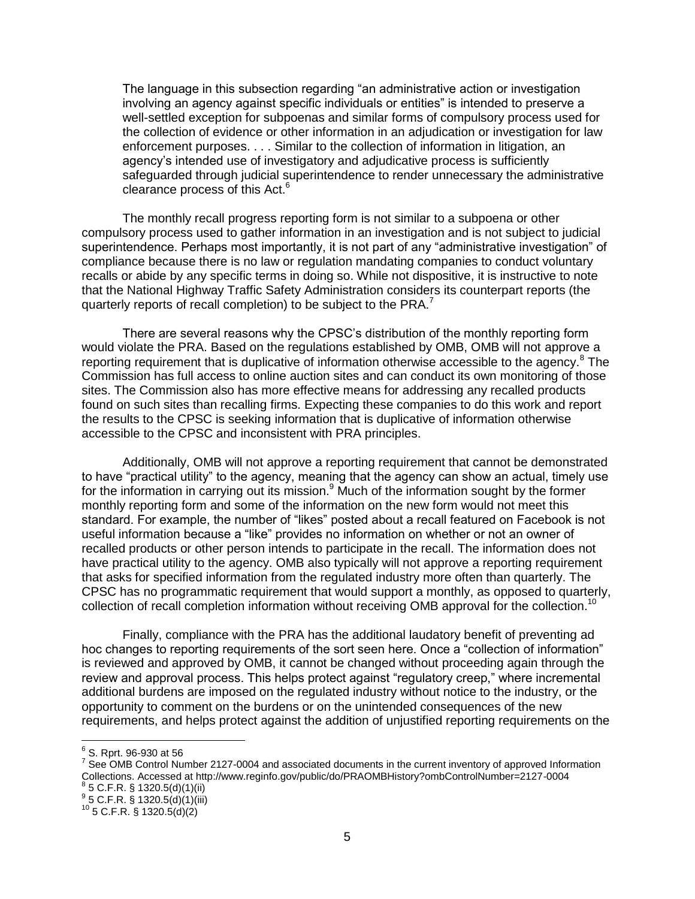> The language in this subsection regarding "an administrative action or investigation involving an agency against specific individuals or entities" is intended to preserve a well-settled exception for subpoenas and similar forms of compulsory process used for the collection of evidence or other information in an adjudication or investigation for law enforcement purposes. . . . Similar to the collection of information in litigation, an agency's intended use of investigatory and adjudicative process is sufficiently safeguarded through judicial superintendence to render unnecessary the administrative clearance process of this Act.[6]

The monthly recall progress reporting form is not similar to a subpoena or other compulsory process used to gather information in an investigation and is not subject to judicial superintendence. Perhaps most importantly, it is not part of any "administrative investigation" of compliance because there is no law or regulation mandating companies to conduct voluntary recalls or abide by any specific terms in doing so. While not dispositive, it is instructive to note that the National Highway Traffic Safety Administration considers its counterpart reports (the quarterly reports of recall completion) to be subject to the PRA.[7]

There are several reasons why the CPSC's distribution of the monthly reporting form would violate the PRA. Based on the regulations established by OMB, OMB will not approve a reporting requirement that is duplicative of information otherwise accessible to the agency.[8] The Commission has full access to online auction sites and can conduct its own monitoring of those sites. The Commission also has more effective means for addressing any recalled products found on such sites than recalling firms. Expecting these companies to do this work and report the results to the CPSC is seeking information that is duplicative of information otherwise accessible to the CPSC and inconsistent with PRA principles.

Additionally, OMB will not approve a reporting requirement that cannot be demonstrated to have "practical utility" to the agency, meaning that the agency can show an actual, timely use for the information in carrying out its mission.[9] Much of the information sought by the former monthly reporting form and some of the information on the new form would not meet this standard. For example, the number of "likes" posted about a recall featured on Facebook is not useful information because a "like" provides no information on whether or not an owner of recalled products or other person intends to participate in the recall. The information does not have practical utility to the agency. OMB also typically will not approve a reporting requirement that asks for specified information from the regulated industry more often than quarterly. The CPSC has no programmatic requirement that would support a monthly, as opposed to quarterly, collection of recall completion information without receiving OMB approval for the collection.[10]

Finally, compliance with the PRA has the additional laudatory benefit of preventing ad hoc changes to reporting requirements of the sort seen here. Once a "collection of information" is reviewed and approved by OMB, it cannot be changed without proceeding again through the review and approval process. This helps protect against "regulatory creep," where incremental additional burdens are imposed on the regulated industry without notice to the industry, or the opportunity to comment on the burdens or on the unintended consequences of the new requirements, and helps protect against the addition of unjustified reporting requirements on the

---

[6] S. Rprt. 96-930 at 56

[7] See OMB Control Number 2127-0004 and associated documents in the current inventory of approved Information Collections. Accessed at http://www.reginfo.gov/public/do/PRAOMBHistory?ombControlNumber=2127-0004

[8] 5 C.F.R. § 1320.5(d)(1)(ii)

[9] 5 C.F.R. § 1320.5(d)(1)(iii)

[10] 5 C.F.R. § 1320.5(d)(2)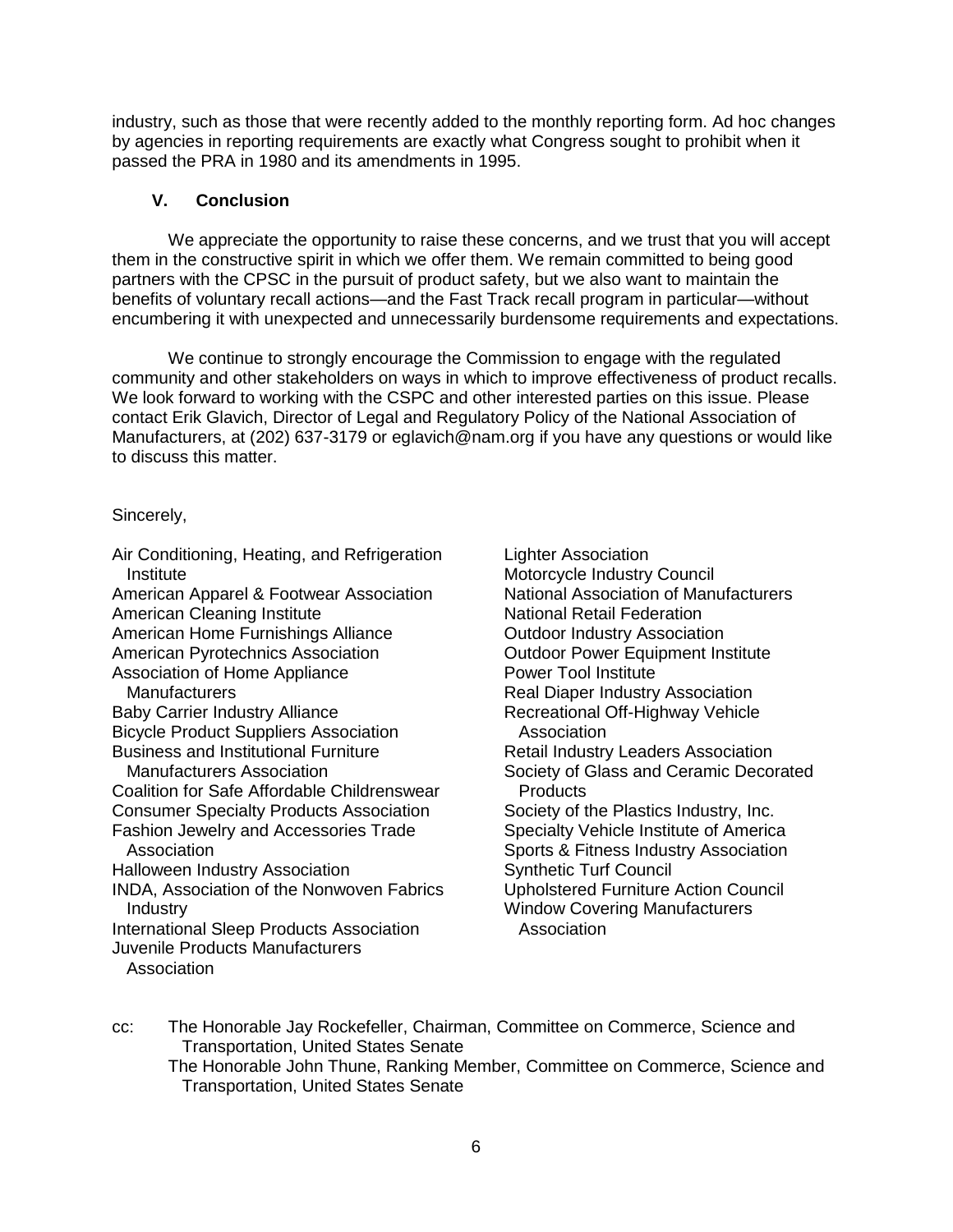industry, such as those that were recently added to the monthly reporting form. Ad hoc changes by agencies in reporting requirements are exactly what Congress sought to prohibit when it passed the PRA in 1980 and its amendments in 1995.

## V. Conclusion

We appreciate the opportunity to raise these concerns, and we trust that you will accept them in the constructive spirit in which we offer them. We remain committed to being good partners with the CPSC in the pursuit of product safety, but we also want to maintain the benefits of voluntary recall actions—and the Fast Track recall program in particular—without encumbering it with unexpected and unnecessarily burdensome requirements and expectations.

We continue to strongly encourage the Commission to engage with the regulated community and other stakeholders on ways in which to improve effectiveness of product recalls. We look forward to working with the CSPC and other interested parties on this issue. Please contact Erik Glavich, Director of Legal and Regulatory Policy of the National Association of Manufacturers, at (202) 637-3179 or eglavich@nam.org if you have any questions or would like to discuss this matter.

Sincerely,

Air Conditioning, Heating, and Refrigeration Institute
American Apparel & Footwear Association
American Cleaning Institute
American Home Furnishings Alliance
American Pyrotechnics Association
Association of Home Appliance Manufacturers
Baby Carrier Industry Alliance
Bicycle Product Suppliers Association
Business and Institutional Furniture Manufacturers Association
Coalition for Safe Affordable Childrenswear
Consumer Specialty Products Association
Fashion Jewelry and Accessories Trade Association
Halloween Industry Association
INDA, Association of the Nonwoven Fabrics Industry
International Sleep Products Association
Juvenile Products Manufacturers Association
Lighter Association
Motorcycle Industry Council
National Association of Manufacturers
National Retail Federation
Outdoor Industry Association
Outdoor Power Equipment Institute
Power Tool Institute
Real Diaper Industry Association
Recreational Off-Highway Vehicle Association
Retail Industry Leaders Association
Society of Glass and Ceramic Decorated Products
Society of the Plastics Industry, Inc.
Specialty Vehicle Institute of America
Sports & Fitness Industry Association
Synthetic Turf Council
Upholstered Furniture Action Council
Window Covering Manufacturers Association

cc: The Honorable Jay Rockefeller, Chairman, Committee on Commerce, Science and Transportation, United States Senate
The Honorable John Thune, Ranking Member, Committee on Commerce, Science and Transportation, United States Senate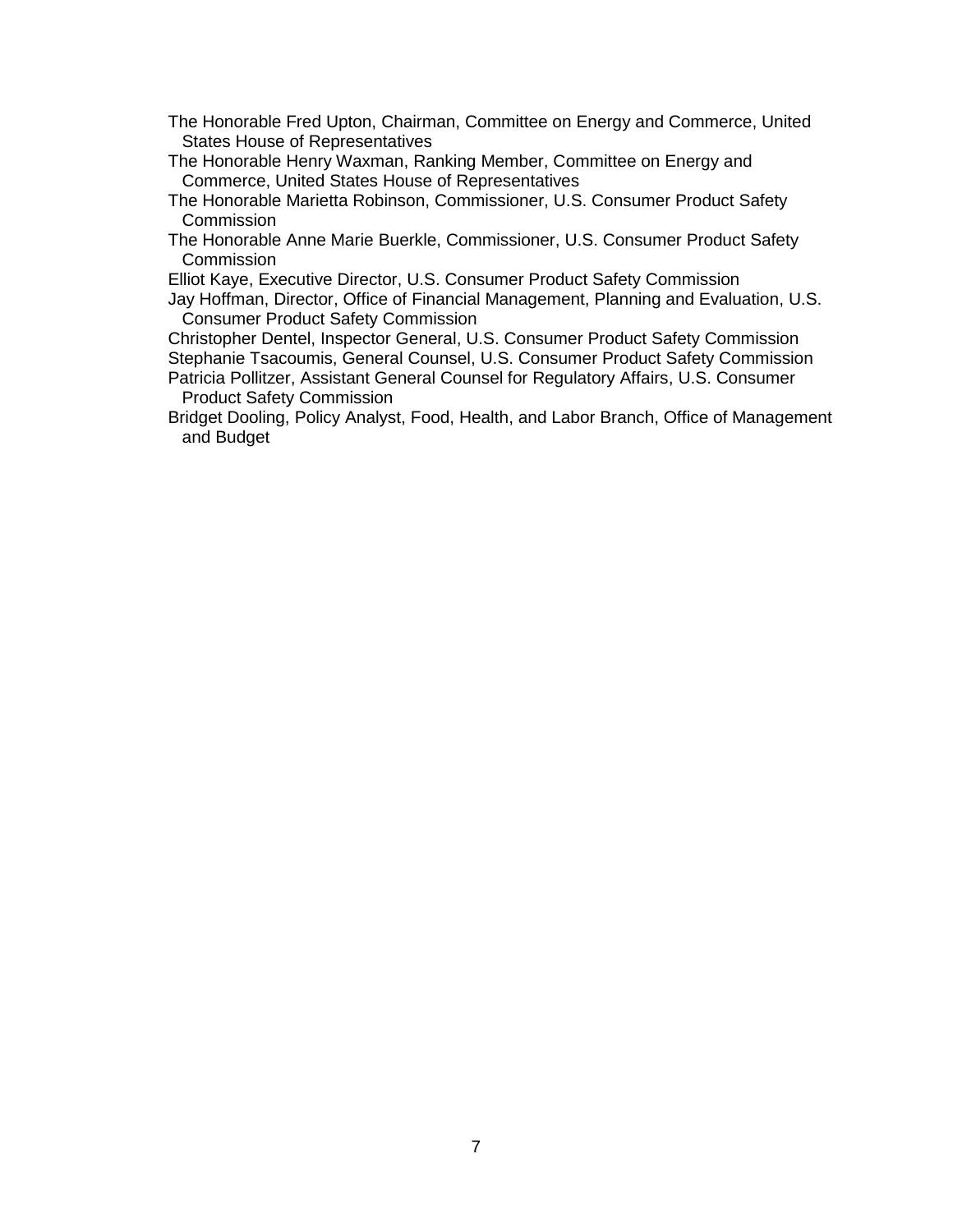The Honorable Fred Upton, Chairman, Committee on Energy and Commerce, United States House of Representatives

The Honorable Henry Waxman, Ranking Member, Committee on Energy and Commerce, United States House of Representatives

The Honorable Marietta Robinson, Commissioner, U.S. Consumer Product Safety Commission

The Honorable Anne Marie Buerkle, Commissioner, U.S. Consumer Product Safety Commission

Elliot Kaye, Executive Director, U.S. Consumer Product Safety Commission

Jay Hoffman, Director, Office of Financial Management, Planning and Evaluation, U.S. Consumer Product Safety Commission

Christopher Dentel, Inspector General, U.S. Consumer Product Safety Commission

Stephanie Tsacoumis, General Counsel, U.S. Consumer Product Safety Commission

Patricia Pollitzer, Assistant General Counsel for Regulatory Affairs, U.S. Consumer Product Safety Commission

Bridget Dooling, Policy Analyst, Food, Health, and Labor Branch, Office of Management and Budget